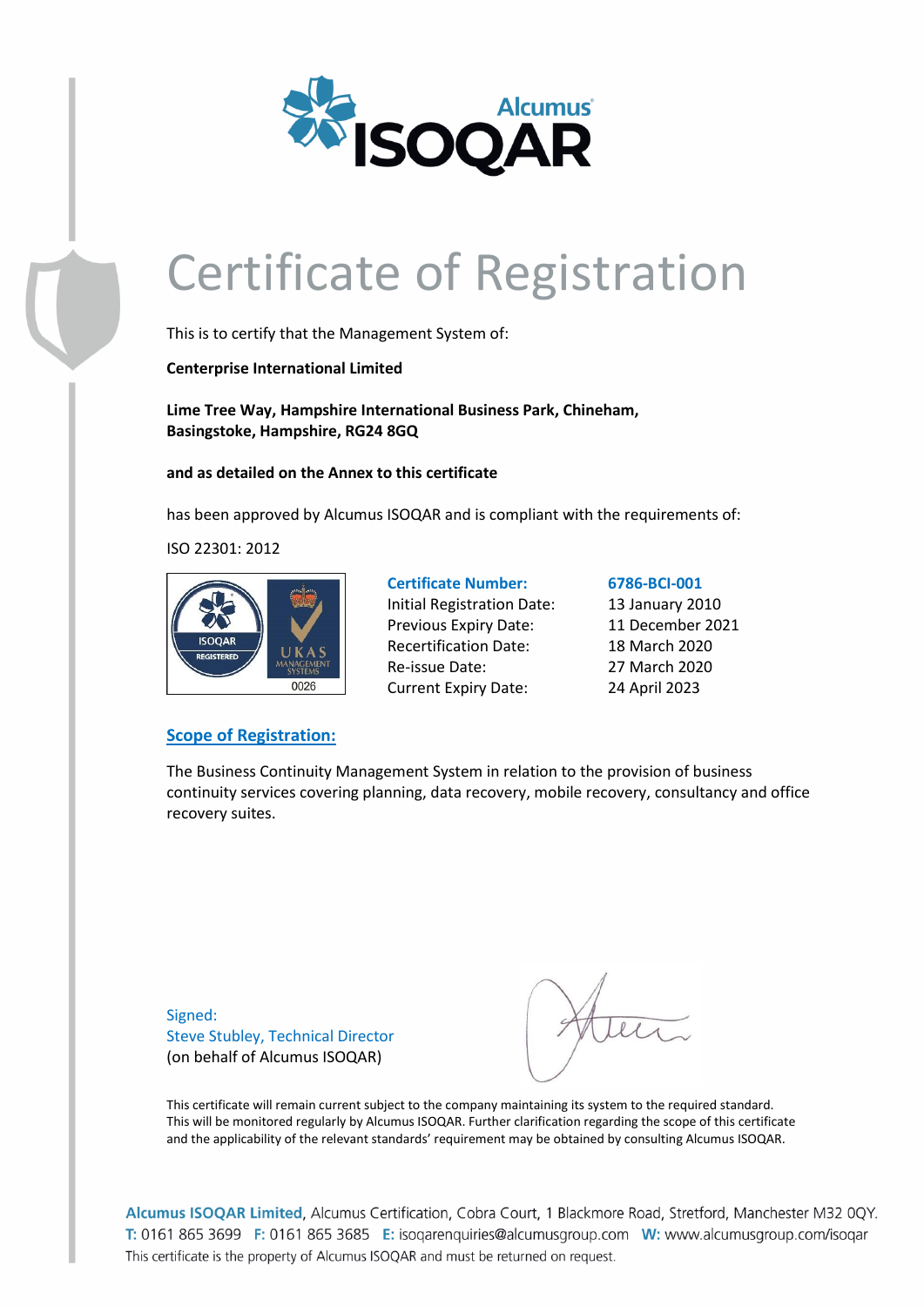# Certificate of Registration

This is to certify that the Management System of:

**Centerprise International Limited**

**Lime Tree Way, Hampshire International Business Park, Chineham, Basingstoke, Hampshire, RG24 8GQ**

**and as detailed on the Annex to this certificate**

has been approved by Alcumus ISOQAR and is compliant with the requirements of:

ISO 22301: 2012

| **Certificate Number:** | **6786-BCI-001** |
| --- | --- |
| Initial Registration Date: | 13 January 2010 |
| Previous Expiry Date: | 11 December 2021 |
| Recertification Date: | 18 March 2020 |
| Re-issue Date: | 27 March 2020 |
| Current Expiry Date: | 24 April 2023 |

## Scope of Registration:

The Business Continuity Management System in relation to the provision of business continuity services covering planning, data recovery, mobile recovery, consultancy and office recovery suites.

Signed:
Steve Stubley, Technical Director
(on behalf of Alcumus ISOQAR)

This certificate will remain current subject to the company maintaining its system to the required standard. This will be monitored regularly by Alcumus ISOQAR. Further clarification regarding the scope of this certificate and the applicability of the relevant standards' requirement may be obtained by consulting Alcumus ISOQAR.

**Alcumus ISOQAR Limited**, Alcumus Certification, Cobra Court, 1 Blackmore Road, Stretford, Manchester M32 0QY.
**T:** 0161 865 3699 **F:** 0161 865 3685 **E:** isoqarenquiries@alcumusgroup.com **W:** www.alcumusgroup.com/isoqar
This certificate is the property of Alcumus ISOQAR and must be returned on request.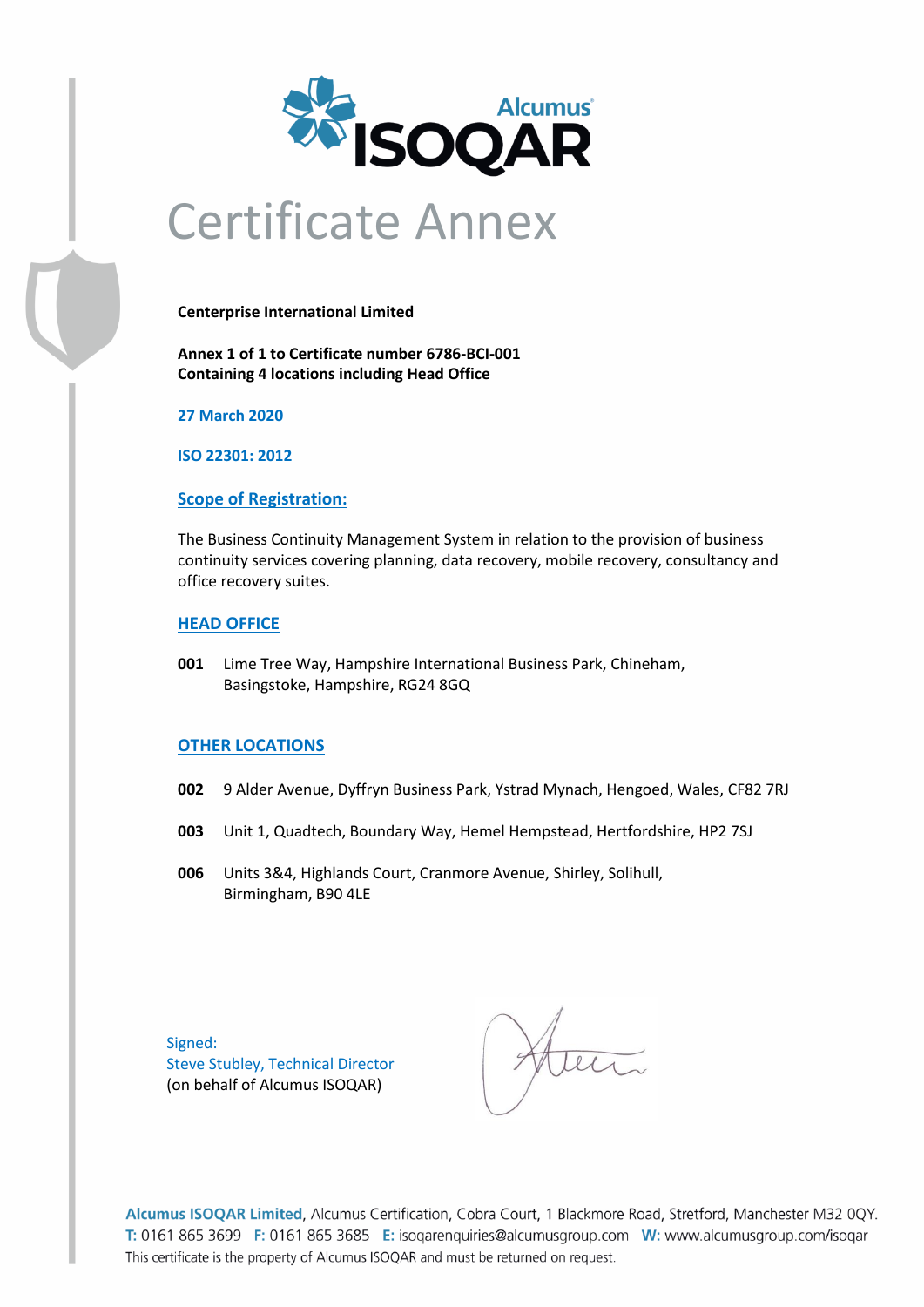# Certificate Annex

**Centerprise International Limited**

**Annex 1 of 1 to Certificate number 6786-BCI-001**
**Containing 4 locations including Head Office**

**27 March 2020**

**ISO 22301: 2012**

## Scope of Registration:

The Business Continuity Management System in relation to the provision of business continuity services covering planning, data recovery, mobile recovery, consultancy and office recovery suites.

## HEAD OFFICE

**001** Lime Tree Way, Hampshire International Business Park, Chineham, Basingstoke, Hampshire, RG24 8GQ

## OTHER LOCATIONS

**002** 9 Alder Avenue, Dyffryn Business Park, Ystrad Mynach, Hengoed, Wales, CF82 7RJ

**003** Unit 1, Quadtech, Boundary Way, Hemel Hempstead, Hertfordshire, HP2 7SJ

**006** Units 3&4, Highlands Court, Cranmore Avenue, Shirley, Solihull, Birmingham, B90 4LE

Signed:
Steve Stubley, Technical Director
(on behalf of Alcumus ISOQAR)

**Alcumus ISOQAR Limited**, Alcumus Certification, Cobra Court, 1 Blackmore Road, Stretford, Manchester M32 0QY.
**T:** 0161 865 3699 **F:** 0161 865 3685 **E:** isoqarenquiries@alcumusgroup.com **W:** www.alcumusgroup.com/isoqar
This certificate is the property of Alcumus ISOQAR and must be returned on request.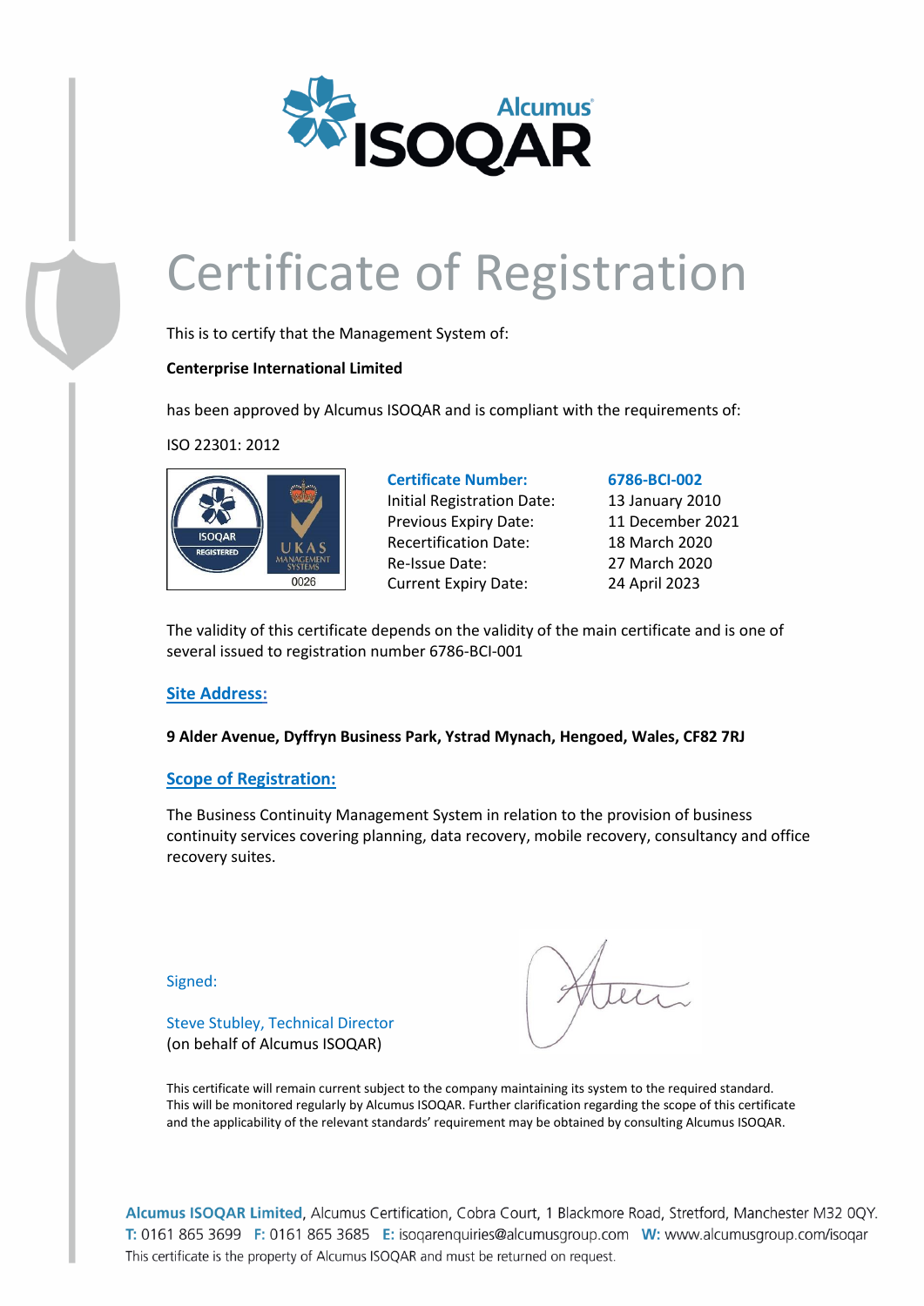# Certificate of Registration

This is to certify that the Management System of:

**Centerprise International Limited**

has been approved by Alcumus ISOQAR and is compliant with the requirements of:

ISO 22301: 2012

| | |
|---|---|
| **Certificate Number:** | **6786-BCI-002** |
| Initial Registration Date: | 13 January 2010 |
| Previous Expiry Date: | 11 December 2021 |
| Recertification Date: | 18 March 2020 |
| Re-Issue Date: | 27 March 2020 |
| Current Expiry Date: | 24 April 2023 |

The validity of this certificate depends on the validity of the main certificate and is one of several issued to registration number 6786-BCI-001

## Site Address:

**9 Alder Avenue, Dyffryn Business Park, Ystrad Mynach, Hengoed, Wales, CF82 7RJ**

## Scope of Registration:

The Business Continuity Management System in relation to the provision of business continuity services covering planning, data recovery, mobile recovery, consultancy and office recovery suites.

Signed:

Steve Stubley, Technical Director
(on behalf of Alcumus ISOQAR)

This certificate will remain current subject to the company maintaining its system to the required standard. This will be monitored regularly by Alcumus ISOQAR. Further clarification regarding the scope of this certificate and the applicability of the relevant standards' requirement may be obtained by consulting Alcumus ISOQAR.

**Alcumus ISOQAR Limited**, Alcumus Certification, Cobra Court, 1 Blackmore Road, Stretford, Manchester M32 0QY.
T: 0161 865 3699 F: 0161 865 3685 E: isoqarenquiries@alcumusgroup.com W: www.alcumusgroup.com/isoqar
This certificate is the property of Alcumus ISOQAR and must be returned on request.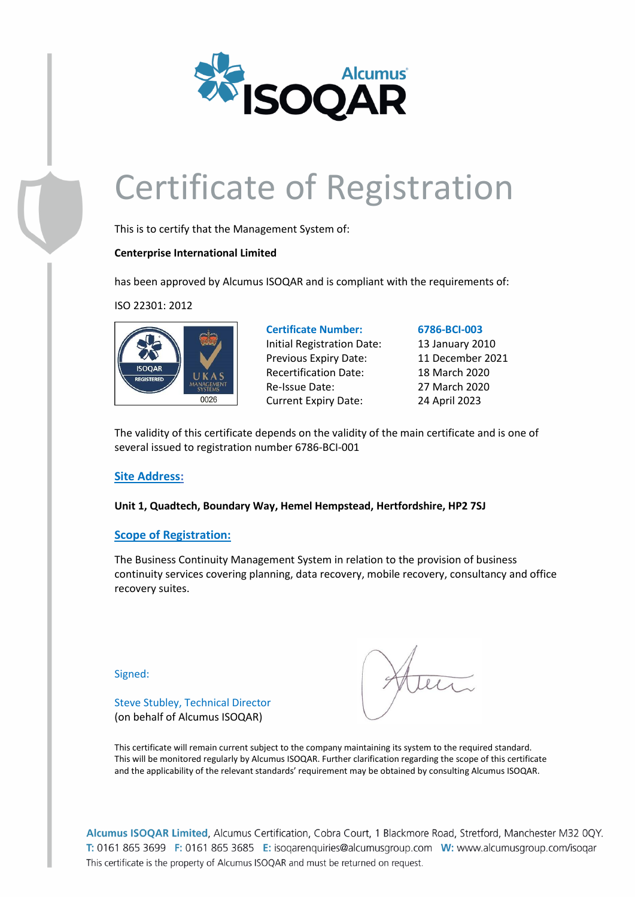# Certificate of Registration

This is to certify that the Management System of:

**Centerprise International Limited**

has been approved by Alcumus ISOQAR and is compliant with the requirements of:

ISO 22301: 2012

| | |
|---|---|
| **Certificate Number:** | **6786-BCI-003** |
| Initial Registration Date: | 13 January 2010 |
| Previous Expiry Date: | 11 December 2021 |
| Recertification Date: | 18 March 2020 |
| Re-Issue Date: | 27 March 2020 |
| Current Expiry Date: | 24 April 2023 |

The validity of this certificate depends on the validity of the main certificate and is one of several issued to registration number 6786-BCI-001

## Site Address:

**Unit 1, Quadtech, Boundary Way, Hemel Hempstead, Hertfordshire, HP2 7SJ**

## Scope of Registration:

The Business Continuity Management System in relation to the provision of business continuity services covering planning, data recovery, mobile recovery, consultancy and office recovery suites.

Signed:

Steve Stubley, Technical Director
(on behalf of Alcumus ISOQAR)

This certificate will remain current subject to the company maintaining its system to the required standard. This will be monitored regularly by Alcumus ISOQAR. Further clarification regarding the scope of this certificate and the applicability of the relevant standards' requirement may be obtained by consulting Alcumus ISOQAR.

**Alcumus ISOQAR Limited**, Alcumus Certification, Cobra Court, 1 Blackmore Road, Stretford, Manchester M32 0QY.
T: 0161 865 3699 F: 0161 865 3685 E: isoqarenquiries@alcumusgroup.com W: www.alcumusgroup.com/isoqar
This certificate is the property of Alcumus ISOQAR and must be returned on request.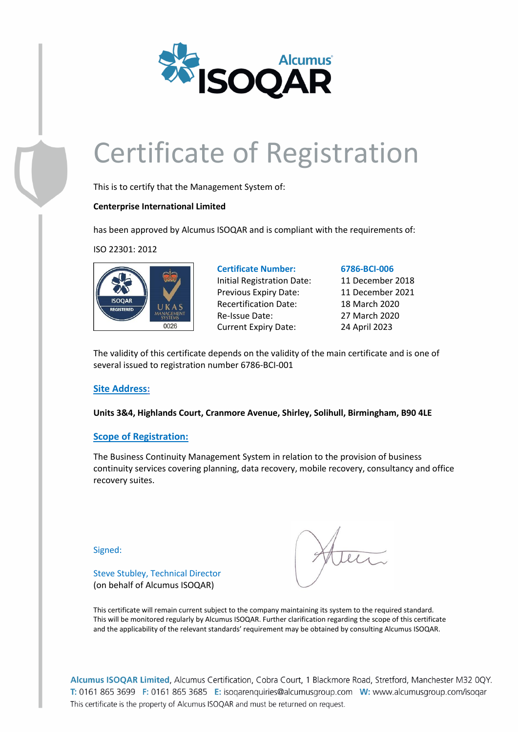# Certificate of Registration

This is to certify that the Management System of:

**Centerprise International Limited**

has been approved by Alcumus ISOQAR and is compliant with the requirements of:

ISO 22301: 2012

| | |
|---|---|
| **Certificate Number:** | **6786-BCI-006** |
| Initial Registration Date: | 11 December 2018 |
| Previous Expiry Date: | 11 December 2021 |
| Recertification Date: | 18 March 2020 |
| Re-Issue Date: | 27 March 2020 |
| Current Expiry Date: | 24 April 2023 |

The validity of this certificate depends on the validity of the main certificate and is one of several issued to registration number 6786-BCI-001

## Site Address:

**Units 3&4, Highlands Court, Cranmore Avenue, Shirley, Solihull, Birmingham, B90 4LE**

## Scope of Registration:

The Business Continuity Management System in relation to the provision of business continuity services covering planning, data recovery, mobile recovery, consultancy and office recovery suites.

Signed:

Steve Stubley, Technical Director
(on behalf of Alcumus ISOQAR)

This certificate will remain current subject to the company maintaining its system to the required standard. This will be monitored regularly by Alcumus ISOQAR. Further clarification regarding the scope of this certificate and the applicability of the relevant standards' requirement may be obtained by consulting Alcumus ISOQAR.

**Alcumus ISOQAR Limited**, Alcumus Certification, Cobra Court, 1 Blackmore Road, Stretford, Manchester M32 0QY.
T: 0161 865 3699 F: 0161 865 3685 E: isoqarenquiries@alcumusgroup.com W: www.alcumusgroup.com/isoqar
This certificate is the property of Alcumus ISOQAR and must be returned on request.